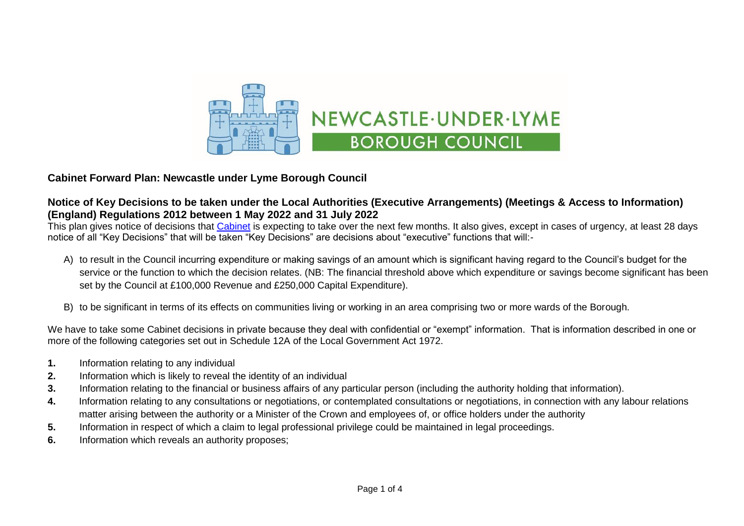NEWCASTLE·UNDER·LYME
BOROUGH COUNCIL

## Cabinet Forward Plan: Newcastle under Lyme Borough Council

### Notice of Key Decisions to be taken under the Local Authorities (Executive Arrangements) (Meetings & Access to Information) (England) Regulations 2012 between 1 May 2022 and 31 July 2022

This plan gives notice of decisions that Cabinet is expecting to take over the next few months. It also gives, except in cases of urgency, at least 28 days notice of all "Key Decisions" that will be taken "Key Decisions" are decisions about "executive" functions that will:-

A) to result in the Council incurring expenditure or making savings of an amount which is significant having regard to the Council's budget for the service or the function to which the decision relates. (NB: The financial threshold above which expenditure or savings become significant has been set by the Council at £100,000 Revenue and £250,000 Capital Expenditure).

B) to be significant in terms of its effects on communities living or working in an area comprising two or more wards of the Borough.

We have to take some Cabinet decisions in private because they deal with confidential or "exempt" information. That is information described in one or more of the following categories set out in Schedule 12A of the Local Government Act 1972.

1. Information relating to any individual
2. Information which is likely to reveal the identity of an individual
3. Information relating to the financial or business affairs of any particular person (including the authority holding that information).
4. Information relating to any consultations or negotiations, or contemplated consultations or negotiations, in connection with any labour relations matter arising between the authority or a Minister of the Crown and employees of, or office holders under the authority
5. Information in respect of which a claim to legal professional privilege could be maintained in legal proceedings.
6. Information which reveals an authority proposes;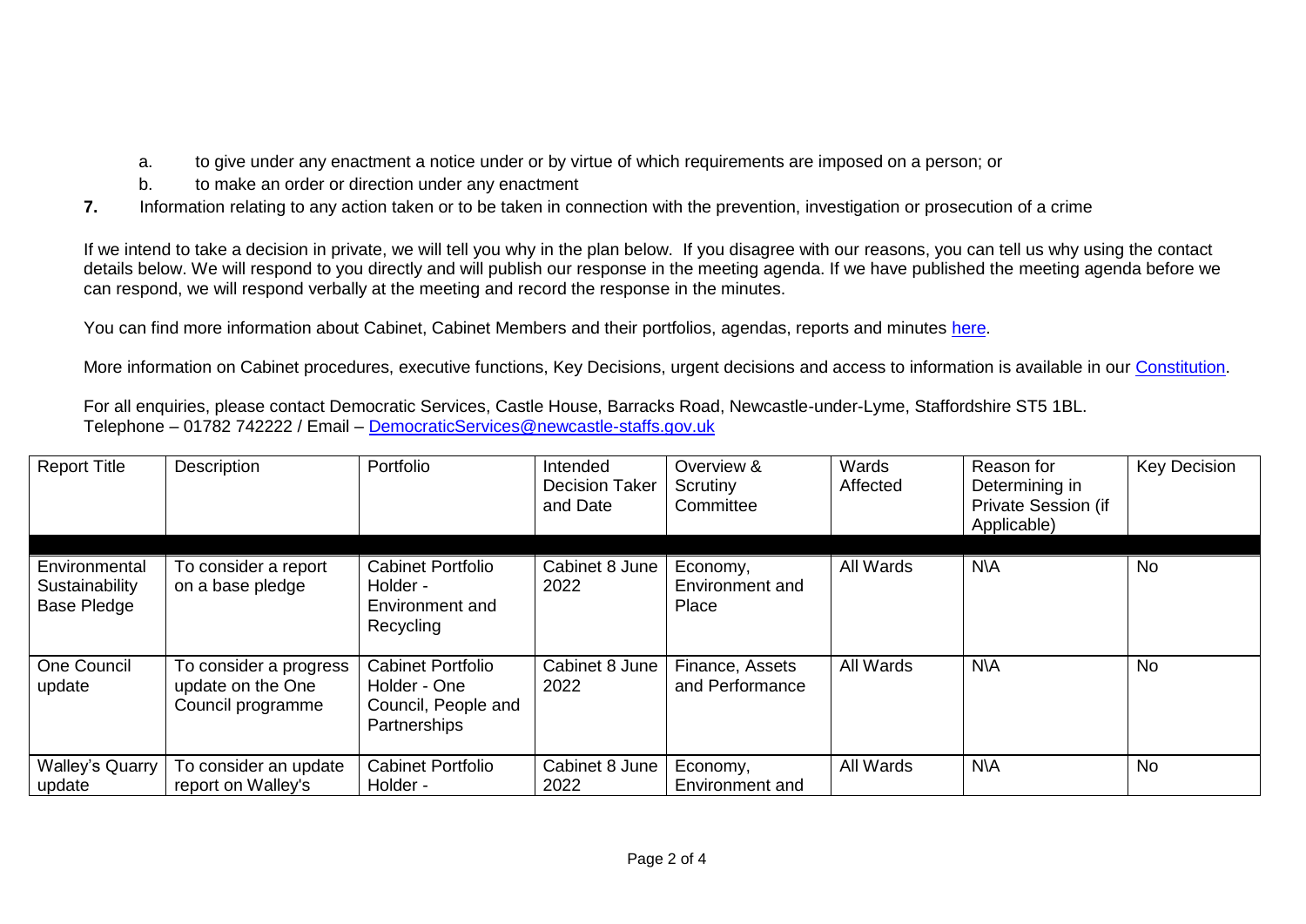a. to give under any enactment a notice under or by virtue of which requirements are imposed on a person; or

b. to make an order or direction under any enactment

**7.** Information relating to any action taken or to be taken in connection with the prevention, investigation or prosecution of a crime

If we intend to take a decision in private, we will tell you why in the plan below. If you disagree with our reasons, you can tell us why using the contact details below. We will respond to you directly and will publish our response in the meeting agenda. If we have published the meeting agenda before we can respond, we will respond verbally at the meeting and record the response in the minutes.

You can find more information about Cabinet, Cabinet Members and their portfolios, agendas, reports and minutes [here](here).

More information on Cabinet procedures, executive functions, Key Decisions, urgent decisions and access to information is available in our [Constitution](Constitution).

For all enquiries, please contact Democratic Services, Castle House, Barracks Road, Newcastle-under-Lyme, Staffordshire ST5 1BL.
Telephone – 01782 742222 / Email – [DemocraticServices@newcastle-staffs.gov.uk](mailto:DemocraticServices@newcastle-staffs.gov.uk)

| Report Title | Description | Portfolio | Intended Decision Taker and Date | Overview & Scrutiny Committee | Wards Affected | Reason for Determining in Private Session (if Applicable) | Key Decision |
|---|---|---|---|---|---|---|---|
| | | | | | | | |
| Environmental Sustainability Base Pledge | To consider a report on a base pledge | Cabinet Portfolio Holder - Environment and Recycling | Cabinet 8 June 2022 | Economy, Environment and Place | All Wards | N\A | No |
| One Council update | To consider a progress update on the One Council programme | Cabinet Portfolio Holder - One Council, People and Partnerships | Cabinet 8 June 2022 | Finance, Assets and Performance | All Wards | N\A | No |
| Walley's Quarry update | To consider an update report on Walley's | Cabinet Portfolio Holder - | Cabinet 8 June 2022 | Economy, Environment and | All Wards | N\A | No |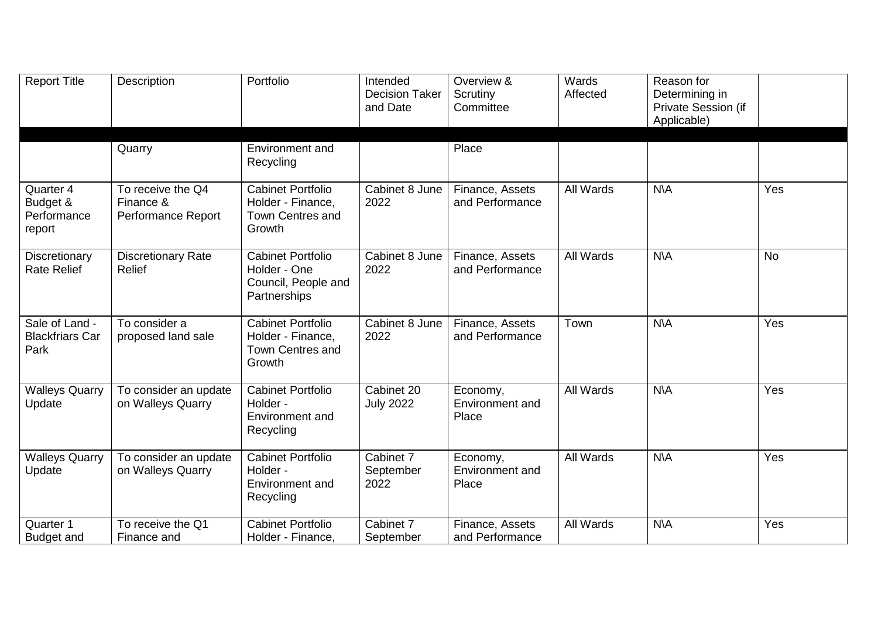| Report Title | Description | Portfolio | Intended Decision Taker and Date | Overview & Scrutiny Committee | Wards Affected | Reason for Determining in Private Session (if Applicable) | |
|---|---|---|---|---|---|---|---|
| | Quarry | Environment and Recycling | | Place | | | |
| Quarter 4 Budget & Performance report | To receive the Q4 Finance & Performance Report | Cabinet Portfolio Holder - Finance, Town Centres and Growth | Cabinet 8 June 2022 | Finance, Assets and Performance | All Wards | N\A | Yes |
| Discretionary Rate Relief | Discretionary Rate Relief | Cabinet Portfolio Holder - One Council, People and Partnerships | Cabinet 8 June 2022 | Finance, Assets and Performance | All Wards | N\A | No |
| Sale of Land - Blackfriars Car Park | To consider a proposed land sale | Cabinet Portfolio Holder - Finance, Town Centres and Growth | Cabinet 8 June 2022 | Finance, Assets and Performance | Town | N\A | Yes |
| Walleys Quarry Update | To consider an update on Walleys Quarry | Cabinet Portfolio Holder - Environment and Recycling | Cabinet 20 July 2022 | Economy, Environment and Place | All Wards | N\A | Yes |
| Walleys Quarry Update | To consider an update on Walleys Quarry | Cabinet Portfolio Holder - Environment and Recycling | Cabinet 7 September 2022 | Economy, Environment and Place | All Wards | N\A | Yes |
| Quarter 1 Budget and | To receive the Q1 Finance and | Cabinet Portfolio Holder - Finance, | Cabinet 7 September | Finance, Assets and Performance | All Wards | N\A | Yes |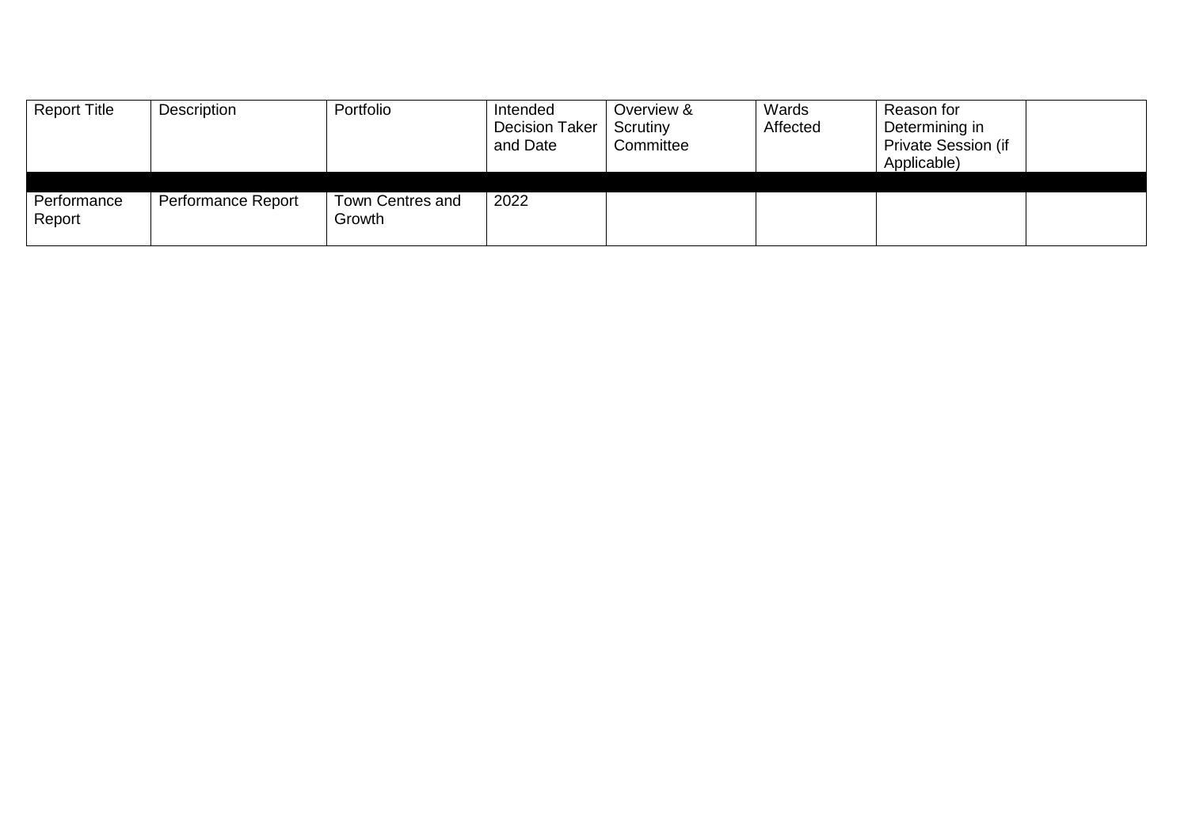| Report Title | Description | Portfolio | Intended Decision Taker and Date | Overview & Scrutiny Committee | Wards Affected | Reason for Determining in Private Session (if Applicable) | |
|---|---|---|---|---|---|---|---|
| | | | | | | | |
| Performance Report | Performance Report | Town Centres and Growth | 2022 | | | | |